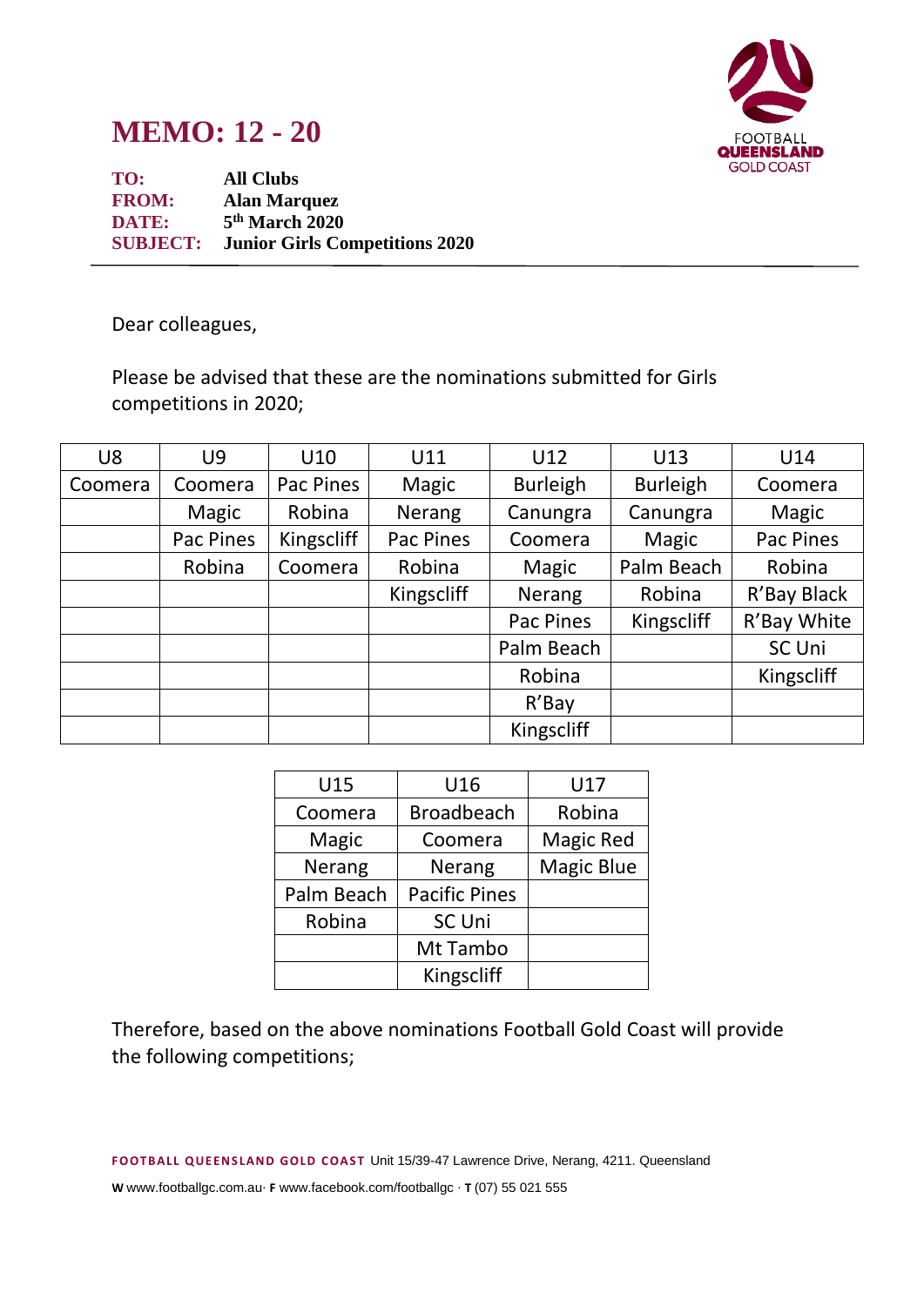# MEMO: 12 - 20

**TO:** All Clubs
**FROM:** Alan Marquez
**DATE:** 5th March 2020
**SUBJECT:** Junior Girls Competitions 2020

---

Dear colleagues,

Please be advised that these are the nominations submitted for Girls competitions in 2020;

| U8 | U9 | U10 | U11 | U12 | U13 | U14 |
|---|---|---|---|---|---|---|
| Coomera | Coomera | Pac Pines | Magic | Burleigh | Burleigh | Coomera |
| | Magic | Robina | Nerang | Canungra | Canungra | Magic |
| | Pac Pines | Kingscliff | Pac Pines | Coomera | Magic | Pac Pines |
| | Robina | Coomera | Robina | Magic | Palm Beach | Robina |
| | | | Kingscliff | Nerang | Robina | R'Bay Black |
| | | | | Pac Pines | Kingscliff | R'Bay White |
| | | | | Palm Beach | | SC Uni |
| | | | | Robina | | Kingscliff |
| | | | | R'Bay | | |
| | | | | Kingscliff | | |

| U15 | U16 | U17 |
|---|---|---|
| Coomera | Broadbeach | Robina |
| Magic | Coomera | Magic Red |
| Nerang | Nerang | Magic Blue |
| Palm Beach | Pacific Pines | |
| Robina | SC Uni | |
| | Mt Tambo | |
| | Kingscliff | |

Therefore, based on the above nominations Football Gold Coast will provide the following competitions;

**FOOTBALL QUEENSLAND GOLD COAST** Unit 15/39-47 Lawrence Drive, Nerang, 4211. Queensland

**W** www.footballgc.com.au· **F** www.facebook.com/footballgc · **T** (07) 55 021 555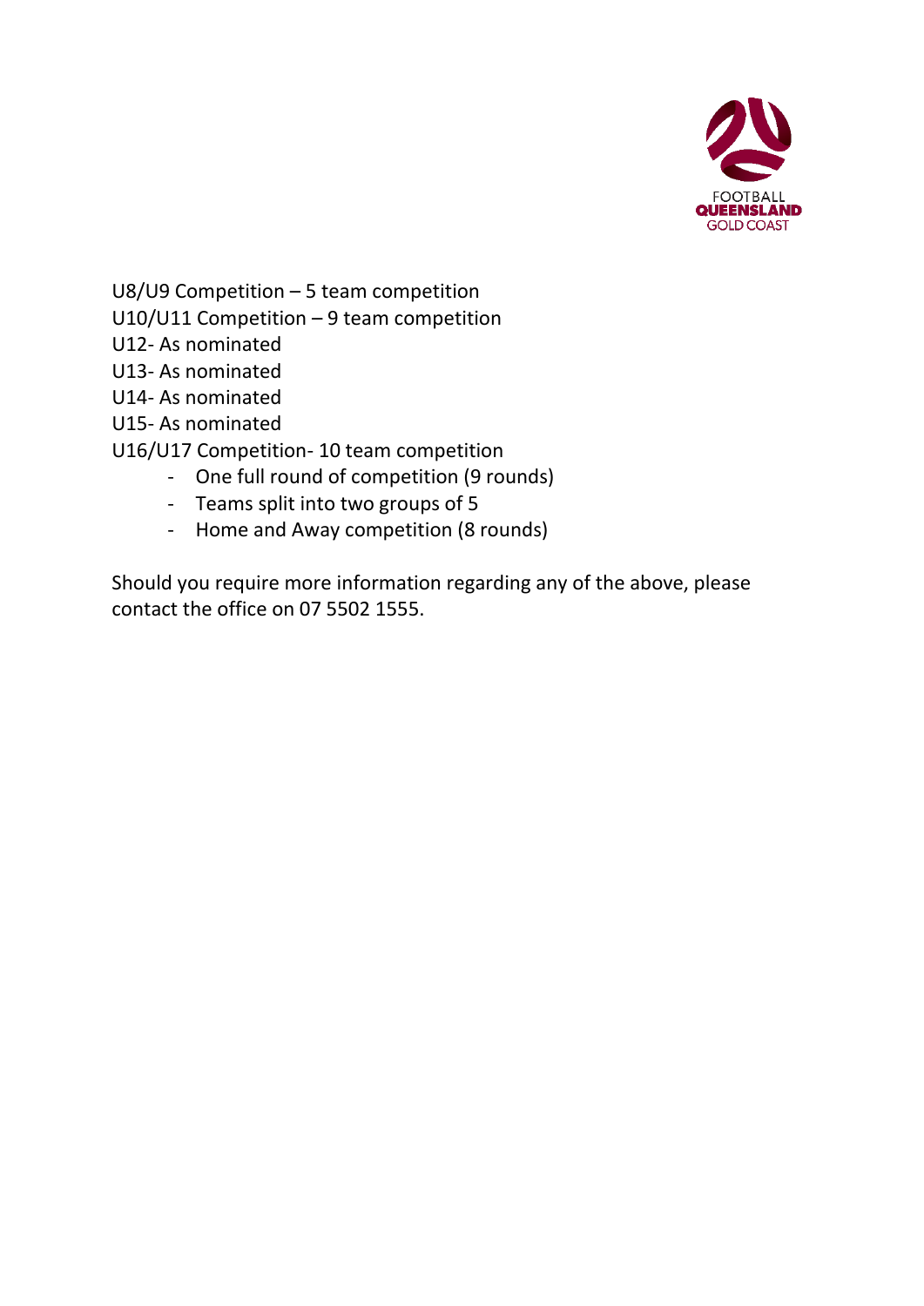U8/U9 Competition – 5 team competition
U10/U11 Competition – 9 team competition
U12- As nominated
U13- As nominated
U14- As nominated
U15- As nominated
U16/U17 Competition- 10 team competition

- One full round of competition (9 rounds)
- Teams split into two groups of 5
- Home and Away competition (8 rounds)

Should you require more information regarding any of the above, please contact the office on 07 5502 1555.